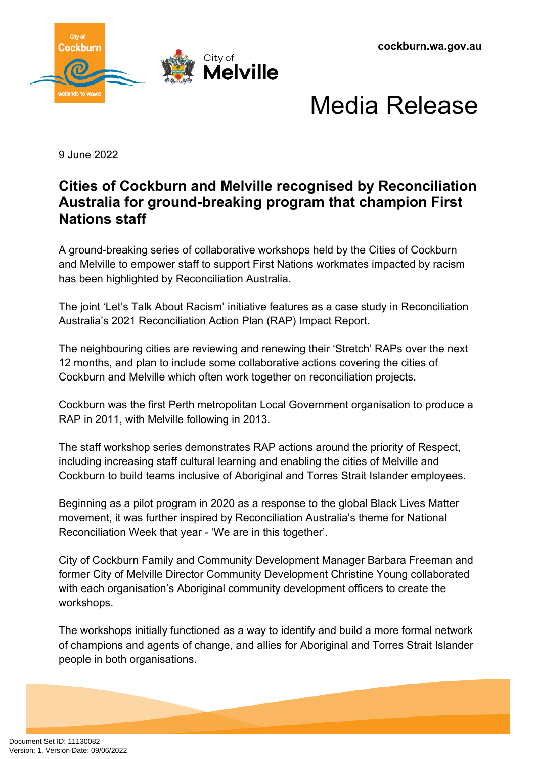cockburn.wa.gov.au

# Media Release

9 June 2022

## Cities of Cockburn and Melville recognised by Reconciliation Australia for ground-breaking program that champion First Nations staff

A ground-breaking series of collaborative workshops held by the Cities of Cockburn and Melville to empower staff to support First Nations workmates impacted by racism has been highlighted by Reconciliation Australia.

The joint 'Let's Talk About Racism' initiative features as a case study in Reconciliation Australia's 2021 Reconciliation Action Plan (RAP) Impact Report.

The neighbouring cities are reviewing and renewing their 'Stretch' RAPs over the next 12 months, and plan to include some collaborative actions covering the cities of Cockburn and Melville which often work together on reconciliation projects.

Cockburn was the first Perth metropolitan Local Government organisation to produce a RAP in 2011, with Melville following in 2013.

The staff workshop series demonstrates RAP actions around the priority of Respect, including increasing staff cultural learning and enabling the cities of Melville and Cockburn to build teams inclusive of Aboriginal and Torres Strait Islander employees.

Beginning as a pilot program in 2020 as a response to the global Black Lives Matter movement, it was further inspired by Reconciliation Australia's theme for National Reconciliation Week that year - 'We are in this together'.

City of Cockburn Family and Community Development Manager Barbara Freeman and former City of Melville Director Community Development Christine Young collaborated with each organisation's Aboriginal community development officers to create the workshops.

The workshops initially functioned as a way to identify and build a more formal network of champions and agents of change, and allies for Aboriginal and Torres Strait Islander people in both organisations.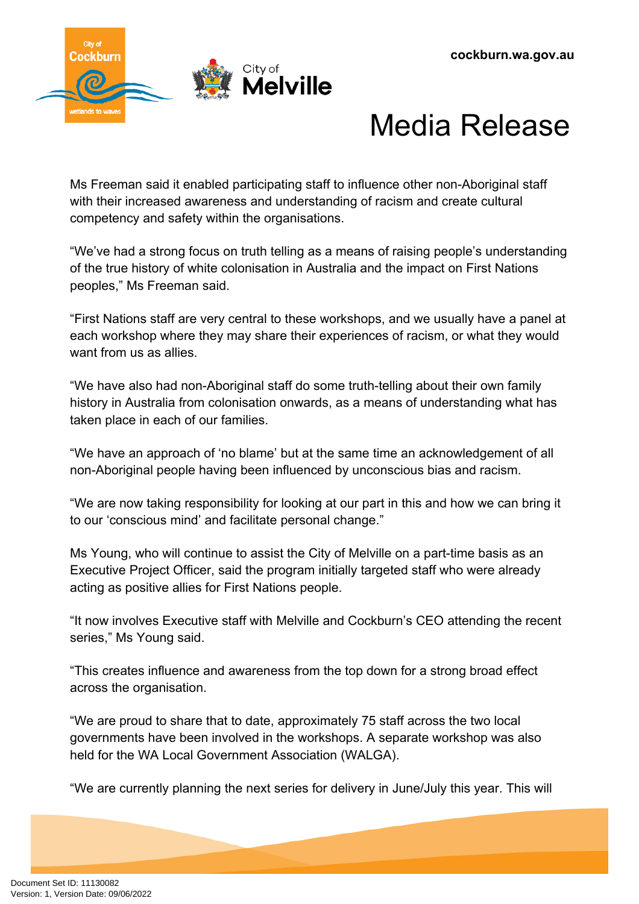Ms Freeman said it enabled participating staff to influence other non-Aboriginal staff with their increased awareness and understanding of racism and create cultural competency and safety within the organisations.

"We've had a strong focus on truth telling as a means of raising people's understanding of the true history of white colonisation in Australia and the impact on First Nations peoples," Ms Freeman said.

"First Nations staff are very central to these workshops, and we usually have a panel at each workshop where they may share their experiences of racism, or what they would want from us as allies.

"We have also had non-Aboriginal staff do some truth-telling about their own family history in Australia from colonisation onwards, as a means of understanding what has taken place in each of our families.

"We have an approach of 'no blame' but at the same time an acknowledgement of all non-Aboriginal people having been influenced by unconscious bias and racism.

"We are now taking responsibility for looking at our part in this and how we can bring it to our 'conscious mind' and facilitate personal change."

Ms Young, who will continue to assist the City of Melville on a part-time basis as an Executive Project Officer, said the program initially targeted staff who were already acting as positive allies for First Nations people.

"It now involves Executive staff with Melville and Cockburn's CEO attending the recent series," Ms Young said.

"This creates influence and awareness from the top down for a strong broad effect across the organisation.

"We are proud to share that to date, approximately 75 staff across the two local governments have been involved in the workshops. A separate workshop was also held for the WA Local Government Association (WALGA).

"We are currently planning the next series for delivery in June/July this year. This will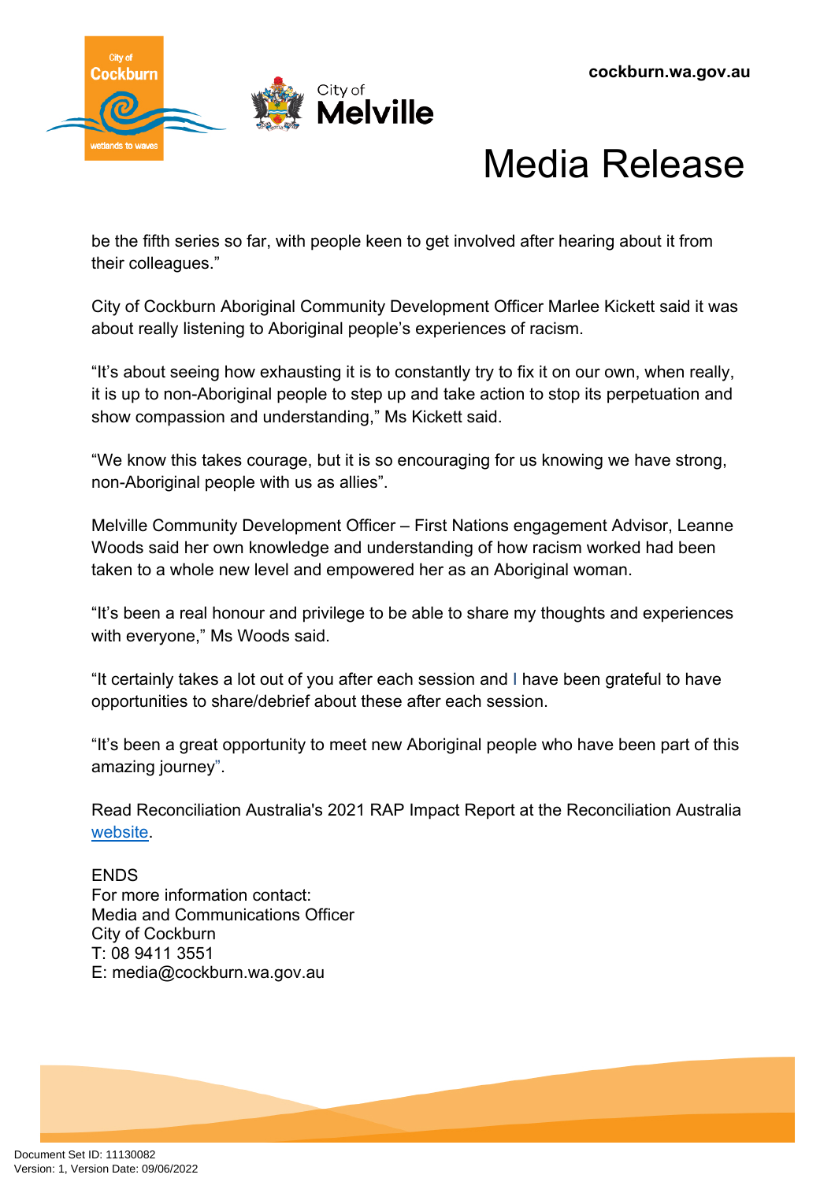be the fifth series so far, with people keen to get involved after hearing about it from their colleagues."

City of Cockburn Aboriginal Community Development Officer Marlee Kickett said it was about really listening to Aboriginal people's experiences of racism.

"It's about seeing how exhausting it is to constantly try to fix it on our own, when really, it is up to non-Aboriginal people to step up and take action to stop its perpetuation and show compassion and understanding," Ms Kickett said.

"We know this takes courage, but it is so encouraging for us knowing we have strong, non-Aboriginal people with us as allies".

Melville Community Development Officer – First Nations engagement Advisor, Leanne Woods said her own knowledge and understanding of how racism worked had been taken to a whole new level and empowered her as an Aboriginal woman.

"It's been a real honour and privilege to be able to share my thoughts and experiences with everyone," Ms Woods said.

"It certainly takes a lot out of you after each session and I have been grateful to have opportunities to share/debrief about these after each session.

"It's been a great opportunity to meet new Aboriginal people who have been part of this amazing journey".

Read Reconciliation Australia's 2021 RAP Impact Report at the Reconciliation Australia website.

ENDS
For more information contact:
Media and Communications Officer
City of Cockburn
T: 08 9411 3551
E: media@cockburn.wa.gov.au